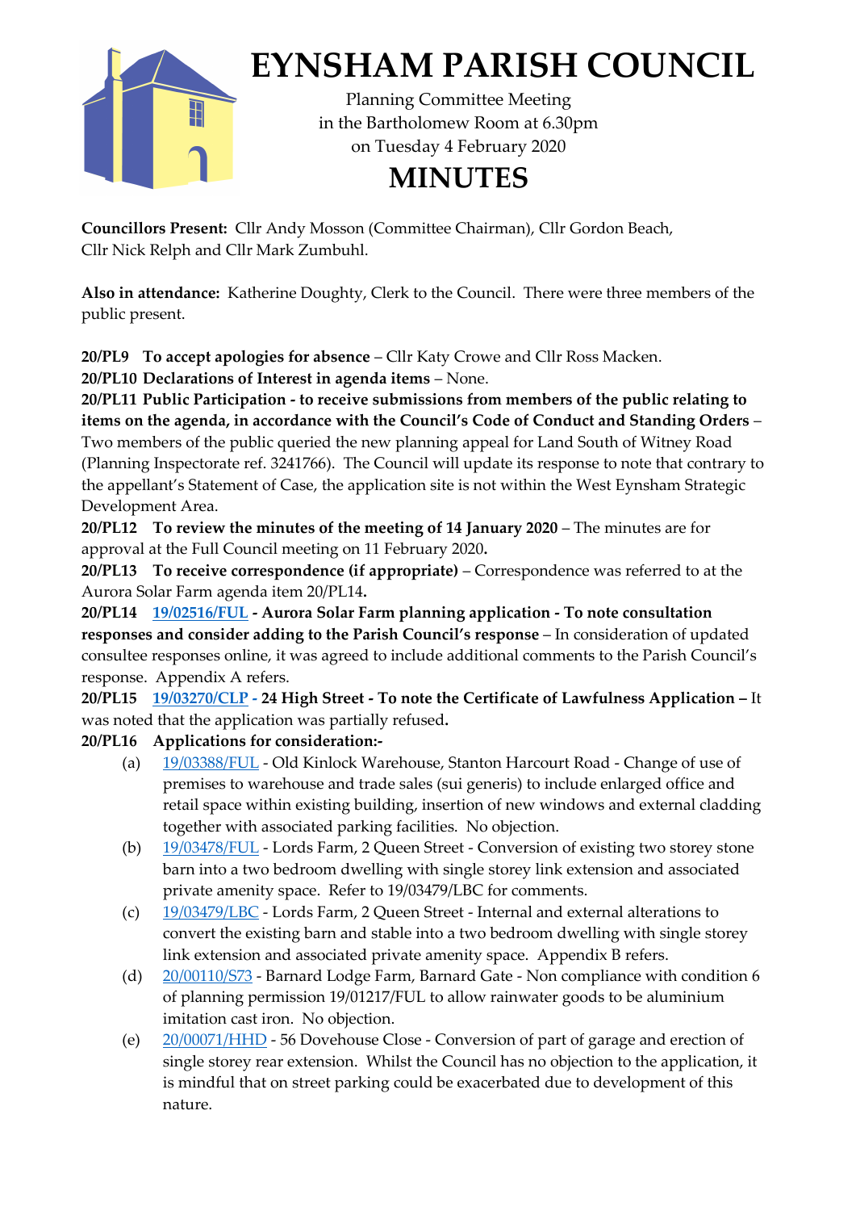# EYNSHAM PARISH COUNCIL

Planning Committee Meeting
in the Bartholomew Room at 6.30pm
on Tuesday 4 February 2020

# MINUTES

**Councillors Present:** Cllr Andy Mosson (Committee Chairman), Cllr Gordon Beach, Cllr Nick Relph and Cllr Mark Zumbuhl.

**Also in attendance:** Katherine Doughty, Clerk to the Council. There were three members of the public present.

**20/PL9 To accept apologies for absence** – Cllr Katy Crowe and Cllr Ross Macken.

**20/PL10 Declarations of Interest in agenda items** – None.

**20/PL11 Public Participation - to receive submissions from members of the public relating to items on the agenda, in accordance with the Council's Code of Conduct and Standing Orders** – Two members of the public queried the new planning appeal for Land South of Witney Road (Planning Inspectorate ref. 3241766). The Council will update its response to note that contrary to the appellant's Statement of Case, the application site is not within the West Eynsham Strategic Development Area.

**20/PL12 To review the minutes of the meeting of 14 January 2020** – The minutes are for approval at the Full Council meeting on 11 February 2020**.**

**20/PL13 To receive correspondence (if appropriate)** – Correspondence was referred to at the Aurora Solar Farm agenda item 20/PL14.

**20/PL14 19/02516/FUL - Aurora Solar Farm planning application - To note consultation responses and consider adding to the Parish Council's response** – In consideration of updated consultee responses online, it was agreed to include additional comments to the Parish Council's response. Appendix A refers.

**20/PL15 19/03270/CLP - 24 High Street - To note the Certificate of Lawfulness Application –** It was noted that the application was partially refused**.**

**20/PL16 Applications for consideration:-**

(a) 19/03388/FUL - Old Kinlock Warehouse, Stanton Harcourt Road - Change of use of premises to warehouse and trade sales (sui generis) to include enlarged office and retail space within existing building, insertion of new windows and external cladding together with associated parking facilities. No objection.

(b) 19/03478/FUL - Lords Farm, 2 Queen Street - Conversion of existing two storey stone barn into a two bedroom dwelling with single storey link extension and associated private amenity space. Refer to 19/03479/LBC for comments.

(c) 19/03479/LBC - Lords Farm, 2 Queen Street - Internal and external alterations to convert the existing barn and stable into a two bedroom dwelling with single storey link extension and associated private amenity space. Appendix B refers.

(d) 20/00110/S73 - Barnard Lodge Farm, Barnard Gate - Non compliance with condition 6 of planning permission 19/01217/FUL to allow rainwater goods to be aluminium imitation cast iron. No objection.

(e) 20/00071/HHD - 56 Dovehouse Close - Conversion of part of garage and erection of single storey rear extension. Whilst the Council has no objection to the application, it is mindful that on street parking could be exacerbated due to development of this nature.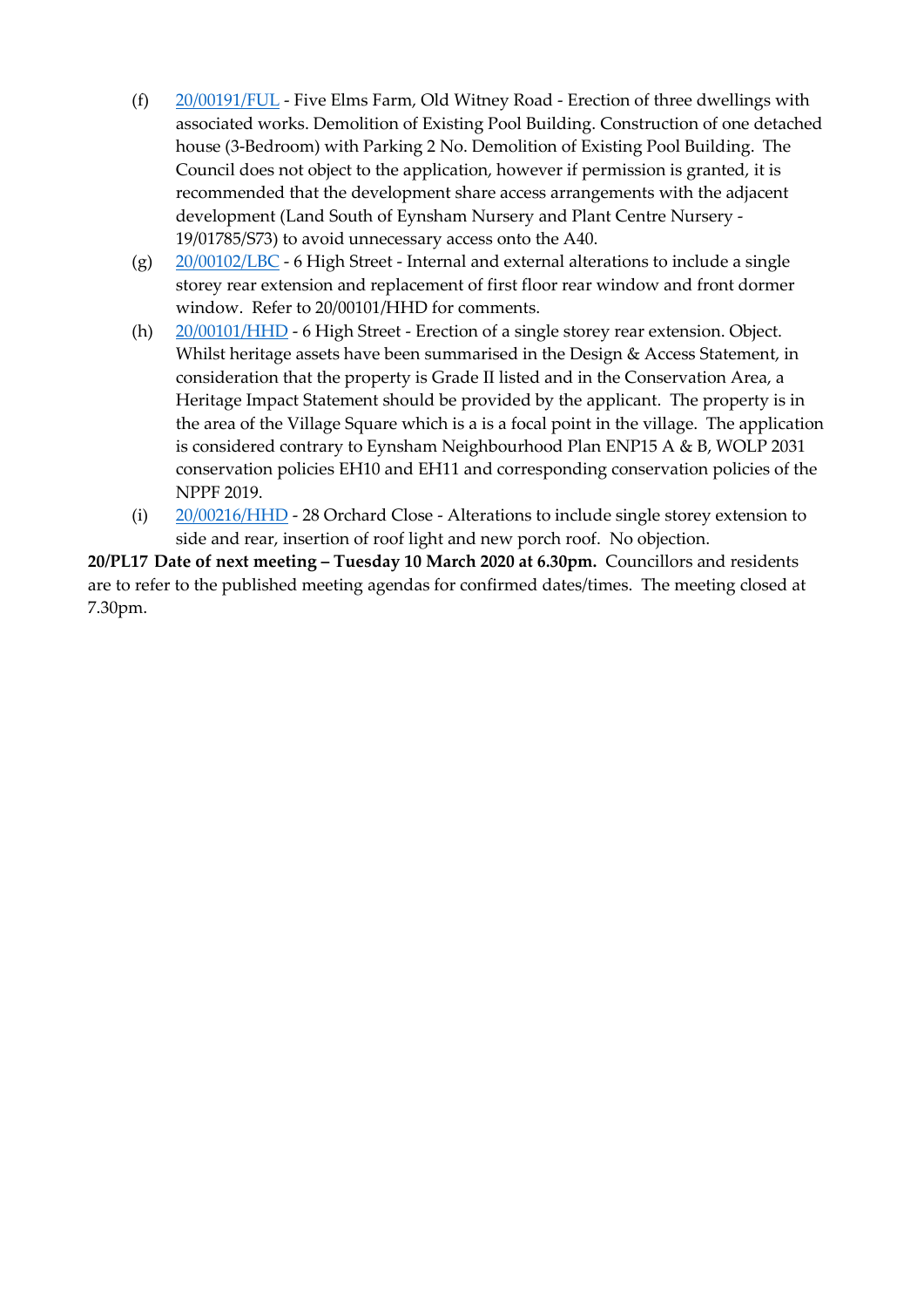(f) 20/00191/FUL - Five Elms Farm, Old Witney Road - Erection of three dwellings with associated works. Demolition of Existing Pool Building. Construction of one detached house (3-Bedroom) with Parking 2 No. Demolition of Existing Pool Building. The Council does not object to the application, however if permission is granted, it is recommended that the development share access arrangements with the adjacent development (Land South of Eynsham Nursery and Plant Centre Nursery - 19/01785/S73) to avoid unnecessary access onto the A40.

(g) 20/00102/LBC - 6 High Street - Internal and external alterations to include a single storey rear extension and replacement of first floor rear window and front dormer window. Refer to 20/00101/HHD for comments.

(h) 20/00101/HHD - 6 High Street - Erection of a single storey rear extension. Object. Whilst heritage assets have been summarised in the Design & Access Statement, in consideration that the property is Grade II listed and in the Conservation Area, a Heritage Impact Statement should be provided by the applicant. The property is in the area of the Village Square which is a is a focal point in the village. The application is considered contrary to Eynsham Neighbourhood Plan ENP15 A & B, WOLP 2031 conservation policies EH10 and EH11 and corresponding conservation policies of the NPPF 2019.

(i) 20/00216/HHD - 28 Orchard Close - Alterations to include single storey extension to side and rear, insertion of roof light and new porch roof. No objection.

**20/PL17 Date of next meeting – Tuesday 10 March 2020 at 6.30pm.** Councillors and residents are to refer to the published meeting agendas for confirmed dates/times. The meeting closed at 7.30pm.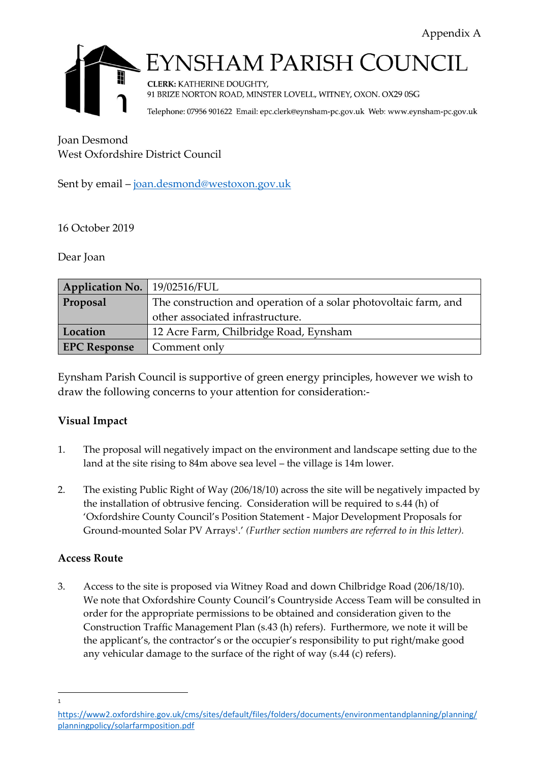Appendix A

# EYNSHAM PARISH COUNCIL

**CLERK:** KATHERINE DOUGHTY,
91 BRIZE NORTON ROAD, MINSTER LOVELL, WITNEY, OXON. OX29 0SG

Telephone: 07956 901622 Email: epc.clerk@eynsham-pc.gov.uk Web: www.eynsham-pc.gov.uk

Joan Desmond
West Oxfordshire District Council

Sent by email – joan.desmond@westoxon.gov.uk

16 October 2019

Dear Joan

| **Application No.** | 19/02516/FUL |
|---|---|
| **Proposal** | The construction and operation of a solar photovoltaic farm, and other associated infrastructure. |
| **Location** | 12 Acre Farm, Chilbridge Road, Eynsham |
| **EPC Response** | Comment only |

Eynsham Parish Council is supportive of green energy principles, however we wish to draw the following concerns to your attention for consideration:-

### Visual Impact

1. The proposal will negatively impact on the environment and landscape setting due to the land at the site rising to 84m above sea level – the village is 14m lower.

2. The existing Public Right of Way (206/18/10) across the site will be negatively impacted by the installation of obtrusive fencing. Consideration will be required to s.44 (h) of 'Oxfordshire County Council's Position Statement - Major Development Proposals for Ground-mounted Solar PV Arrays[1].' *(Further section numbers are referred to in this letter).*

### Access Route

3. Access to the site is proposed via Witney Road and down Chilbridge Road (206/18/10). We note that Oxfordshire County Council's Countryside Access Team will be consulted in order for the appropriate permissions to be obtained and consideration given to the Construction Traffic Management Plan (s.43 (h) refers). Furthermore, we note it will be the applicant's, the contractor's or the occupier's responsibility to put right/make good any vehicular damage to the surface of the right of way (s.44 (c) refers).

---

[1] https://www2.oxfordshire.gov.uk/cms/sites/default/files/folders/documents/environmentandplanning/planning/planningpolicy/solarfarmposition.pdf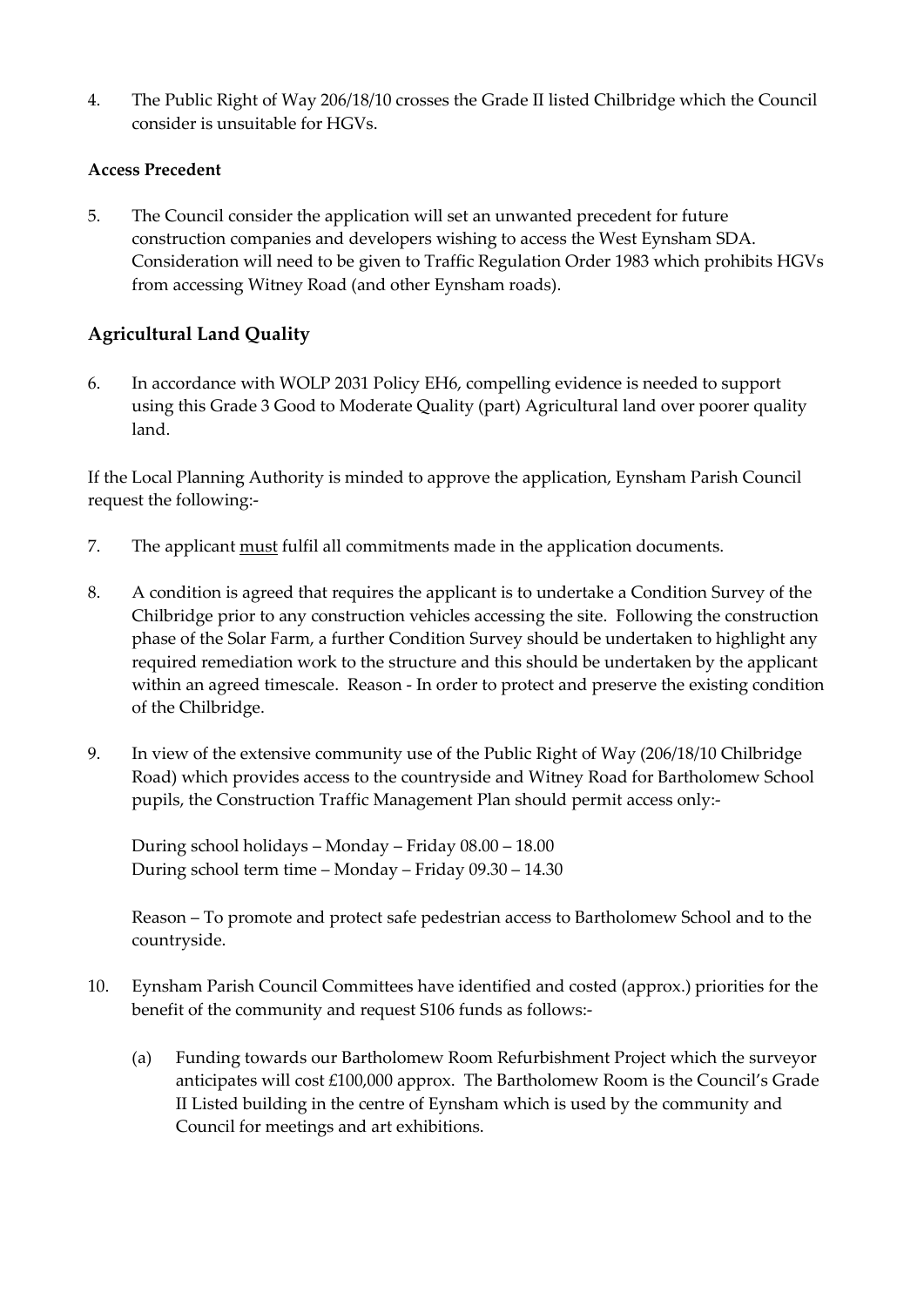4. The Public Right of Way 206/18/10 crosses the Grade II listed Chilbridge which the Council consider is unsuitable for HGVs.

**Access Precedent**

5. The Council consider the application will set an unwanted precedent for future construction companies and developers wishing to access the West Eynsham SDA. Consideration will need to be given to Traffic Regulation Order 1983 which prohibits HGVs from accessing Witney Road (and other Eynsham roads).

## Agricultural Land Quality

6. In accordance with WOLP 2031 Policy EH6, compelling evidence is needed to support using this Grade 3 Good to Moderate Quality (part) Agricultural land over poorer quality land.

If the Local Planning Authority is minded to approve the application, Eynsham Parish Council request the following:-

7. The applicant <u>must</u> fulfil all commitments made in the application documents.

8. A condition is agreed that requires the applicant is to undertake a Condition Survey of the Chilbridge prior to any construction vehicles accessing the site. Following the construction phase of the Solar Farm, a further Condition Survey should be undertaken to highlight any required remediation work to the structure and this should be undertaken by the applicant within an agreed timescale. Reason - In order to protect and preserve the existing condition of the Chilbridge.

9. In view of the extensive community use of the Public Right of Way (206/18/10 Chilbridge Road) which provides access to the countryside and Witney Road for Bartholomew School pupils, the Construction Traffic Management Plan should permit access only:-

   During school holidays – Monday – Friday 08.00 – 18.00
   During school term time – Monday – Friday 09.30 – 14.30

   Reason – To promote and protect safe pedestrian access to Bartholomew School and to the countryside.

10. Eynsham Parish Council Committees have identified and costed (approx.) priorities for the benefit of the community and request S106 funds as follows:-

    (a) Funding towards our Bartholomew Room Refurbishment Project which the surveyor anticipates will cost £100,000 approx. The Bartholomew Room is the Council's Grade II Listed building in the centre of Eynsham which is used by the community and Council for meetings and art exhibitions.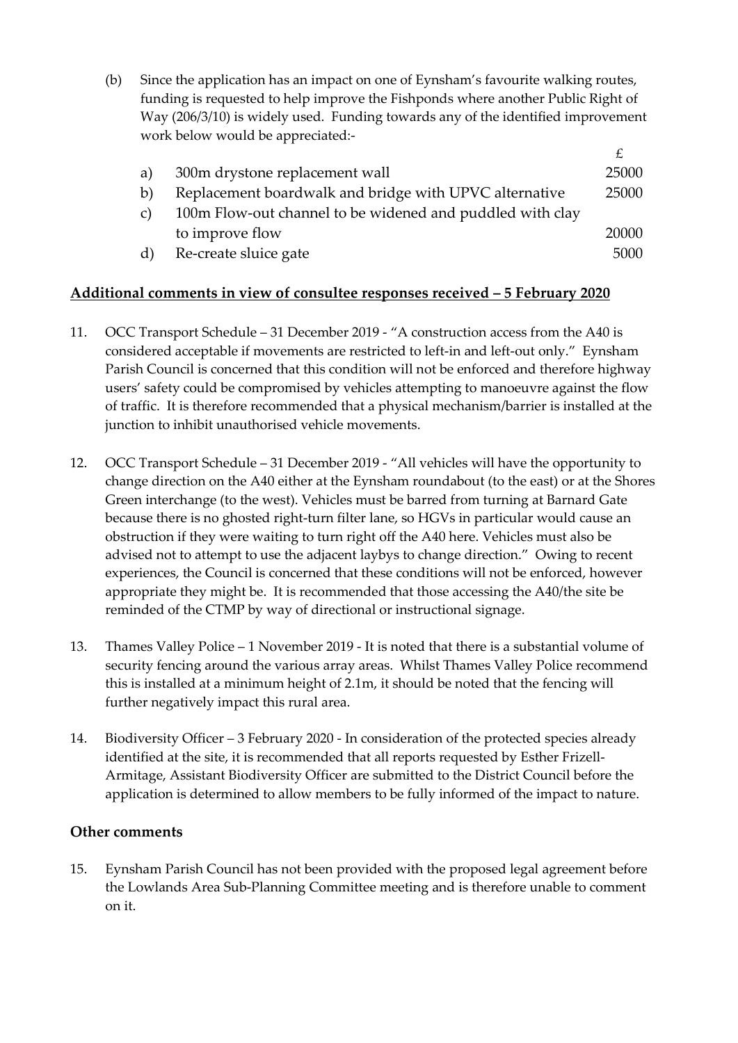(b) Since the application has an impact on one of Eynsham's favourite walking routes, funding is requested to help improve the Fishponds where another Public Right of Way (206/3/10) is widely used. Funding towards any of the identified improvement work below would be appreciated:-

| | | £ |
|---|---|---|
| a) | 300m drystone replacement wall | 25000 |
| b) | Replacement boardwalk and bridge with UPVC alternative | 25000 |
| c) | 100m Flow-out channel to be widened and puddled with clay to improve flow | 20000 |
| d) | Re-create sluice gate | 5000 |

## Additional comments in view of consultee responses received – 5 February 2020

11. OCC Transport Schedule – 31 December 2019 - "A construction access from the A40 is considered acceptable if movements are restricted to left-in and left-out only." Eynsham Parish Council is concerned that this condition will not be enforced and therefore highway users' safety could be compromised by vehicles attempting to manoeuvre against the flow of traffic. It is therefore recommended that a physical mechanism/barrier is installed at the junction to inhibit unauthorised vehicle movements.

12. OCC Transport Schedule – 31 December 2019 - "All vehicles will have the opportunity to change direction on the A40 either at the Eynsham roundabout (to the east) or at the Shores Green interchange (to the west). Vehicles must be barred from turning at Barnard Gate because there is no ghosted right-turn filter lane, so HGVs in particular would cause an obstruction if they were waiting to turn right off the A40 here. Vehicles must also be advised not to attempt to use the adjacent laybys to change direction." Owing to recent experiences, the Council is concerned that these conditions will not be enforced, however appropriate they might be. It is recommended that those accessing the A40/the site be reminded of the CTMP by way of directional or instructional signage.

13. Thames Valley Police – 1 November 2019 - It is noted that there is a substantial volume of security fencing around the various array areas. Whilst Thames Valley Police recommend this is installed at a minimum height of 2.1m, it should be noted that the fencing will further negatively impact this rural area.

14. Biodiversity Officer – 3 February 2020 - In consideration of the protected species already identified at the site, it is recommended that all reports requested by Esther Frizell-Armitage, Assistant Biodiversity Officer are submitted to the District Council before the application is determined to allow members to be fully informed of the impact to nature.

## Other comments

15. Eynsham Parish Council has not been provided with the proposed legal agreement before the Lowlands Area Sub-Planning Committee meeting and is therefore unable to comment on it.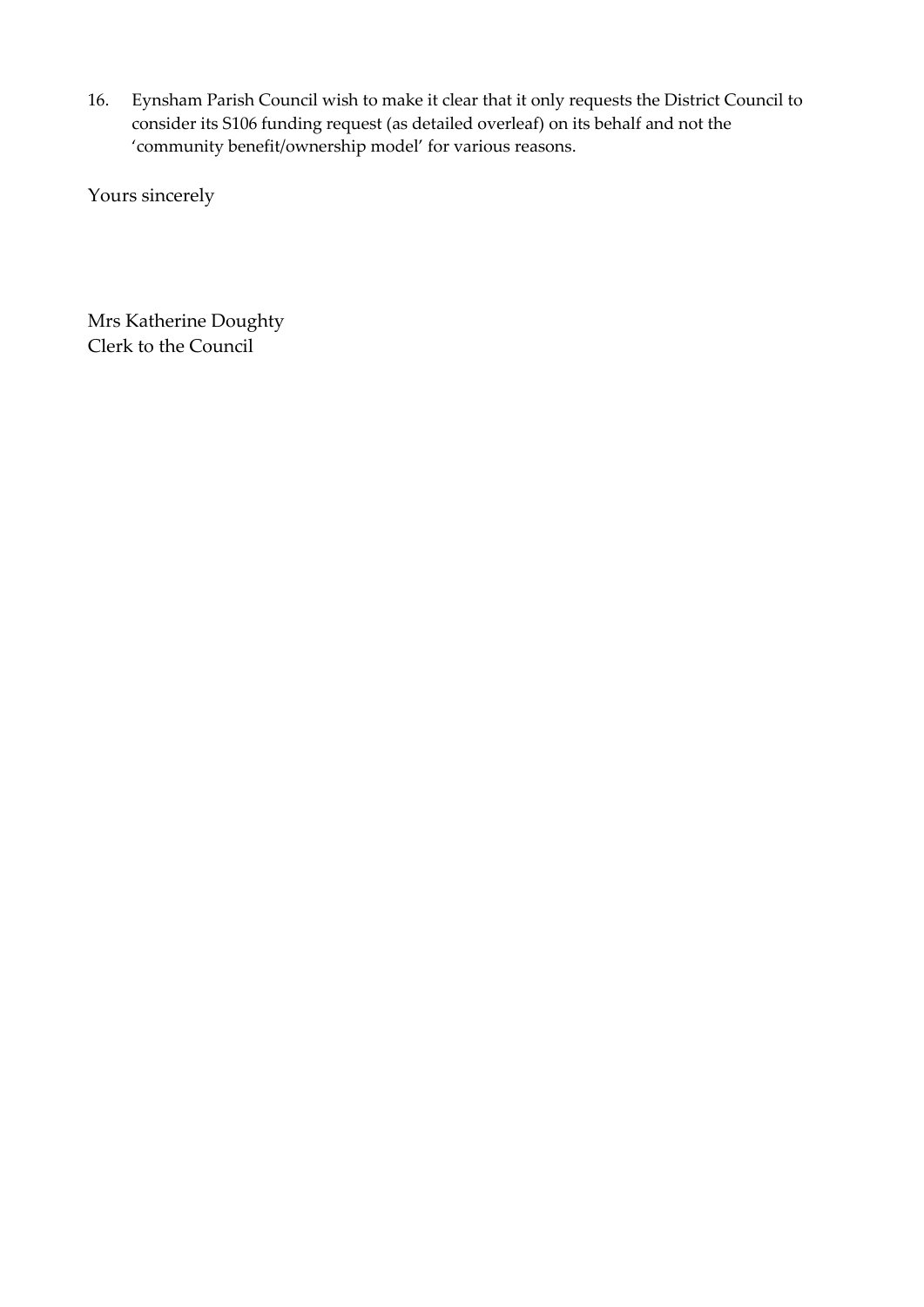16. Eynsham Parish Council wish to make it clear that it only requests the District Council to consider its S106 funding request (as detailed overleaf) on its behalf and not the 'community benefit/ownership model' for various reasons.

Yours sincerely

Mrs Katherine Doughty
Clerk to the Council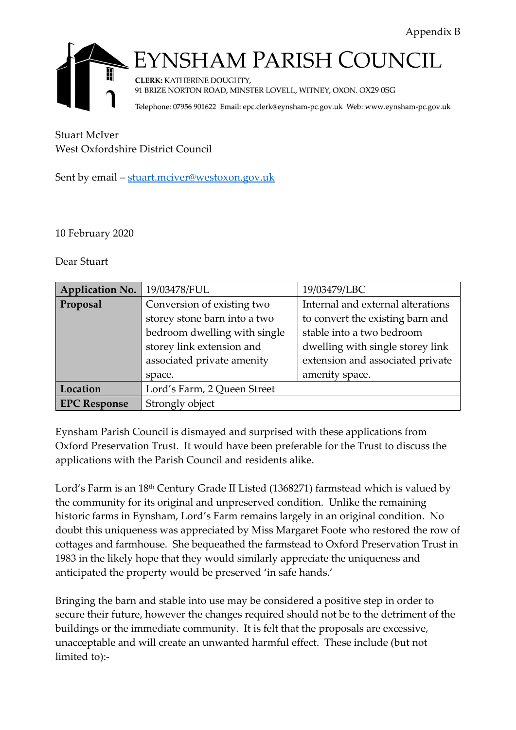Appendix B

# EYNSHAM PARISH COUNCIL

**CLERK:** KATHERINE DOUGHTY,
91 BRIZE NORTON ROAD, MINSTER LOVELL, WITNEY, OXON. OX29 0SG

Telephone: 07956 901622 Email: epc.clerk@eynsham-pc.gov.uk Web: www.eynsham-pc.gov.uk

Stuart McIver
West Oxfordshire District Council

Sent by email – stuart.mciver@westoxon.gov.uk

10 February 2020

Dear Stuart

| **Application No.** | 19/03478/FUL | 19/03479/LBC |
|---|---|---|
| **Proposal** | Conversion of existing two storey stone barn into a two bedroom dwelling with single storey link extension and associated private amenity space. | Internal and external alterations to convert the existing barn and stable into a two bedroom dwelling with single storey link extension and associated private amenity space. |
| **Location** | Lord's Farm, 2 Queen Street | |
| **EPC Response** | Strongly object | |

Eynsham Parish Council is dismayed and surprised with these applications from Oxford Preservation Trust. It would have been preferable for the Trust to discuss the applications with the Parish Council and residents alike.

Lord's Farm is an 18th Century Grade II Listed (1368271) farmstead which is valued by the community for its original and unpreserved condition. Unlike the remaining historic farms in Eynsham, Lord's Farm remains largely in an original condition. No doubt this uniqueness was appreciated by Miss Margaret Foote who restored the row of cottages and farmhouse. She bequeathed the farmstead to Oxford Preservation Trust in 1983 in the likely hope that they would similarly appreciate the uniqueness and anticipated the property would be preserved 'in safe hands.'

Bringing the barn and stable into use may be considered a positive step in order to secure their future, however the changes required should not be to the detriment of the buildings or the immediate community. It is felt that the proposals are excessive, unacceptable and will create an unwanted harmful effect. These include (but not limited to):-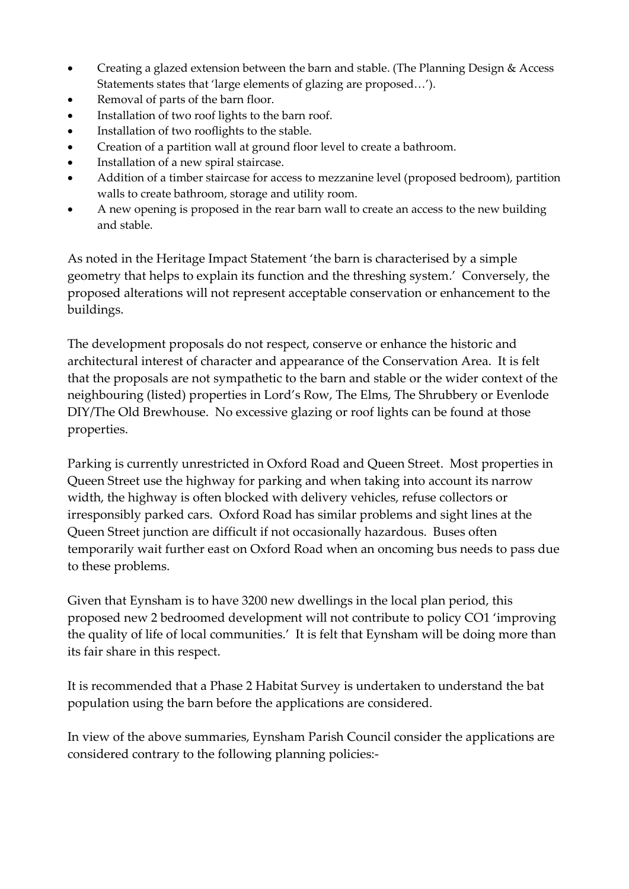- Creating a glazed extension between the barn and stable. (The Planning Design & Access Statements states that 'large elements of glazing are proposed…').
- Removal of parts of the barn floor.
- Installation of two roof lights to the barn roof.
- Installation of two rooflights to the stable.
- Creation of a partition wall at ground floor level to create a bathroom.
- Installation of a new spiral staircase.
- Addition of a timber staircase for access to mezzanine level (proposed bedroom), partition walls to create bathroom, storage and utility room.
- A new opening is proposed in the rear barn wall to create an access to the new building and stable.

As noted in the Heritage Impact Statement 'the barn is characterised by a simple geometry that helps to explain its function and the threshing system.' Conversely, the proposed alterations will not represent acceptable conservation or enhancement to the buildings.

The development proposals do not respect, conserve or enhance the historic and architectural interest of character and appearance of the Conservation Area. It is felt that the proposals are not sympathetic to the barn and stable or the wider context of the neighbouring (listed) properties in Lord's Row, The Elms, The Shrubbery or Evenlode DIY/The Old Brewhouse. No excessive glazing or roof lights can be found at those properties.

Parking is currently unrestricted in Oxford Road and Queen Street. Most properties in Queen Street use the highway for parking and when taking into account its narrow width, the highway is often blocked with delivery vehicles, refuse collectors or irresponsibly parked cars. Oxford Road has similar problems and sight lines at the Queen Street junction are difficult if not occasionally hazardous. Buses often temporarily wait further east on Oxford Road when an oncoming bus needs to pass due to these problems.

Given that Eynsham is to have 3200 new dwellings in the local plan period, this proposed new 2 bedroomed development will not contribute to policy CO1 'improving the quality of life of local communities.' It is felt that Eynsham will be doing more than its fair share in this respect.

It is recommended that a Phase 2 Habitat Survey is undertaken to understand the bat population using the barn before the applications are considered.

In view of the above summaries, Eynsham Parish Council consider the applications are considered contrary to the following planning policies:-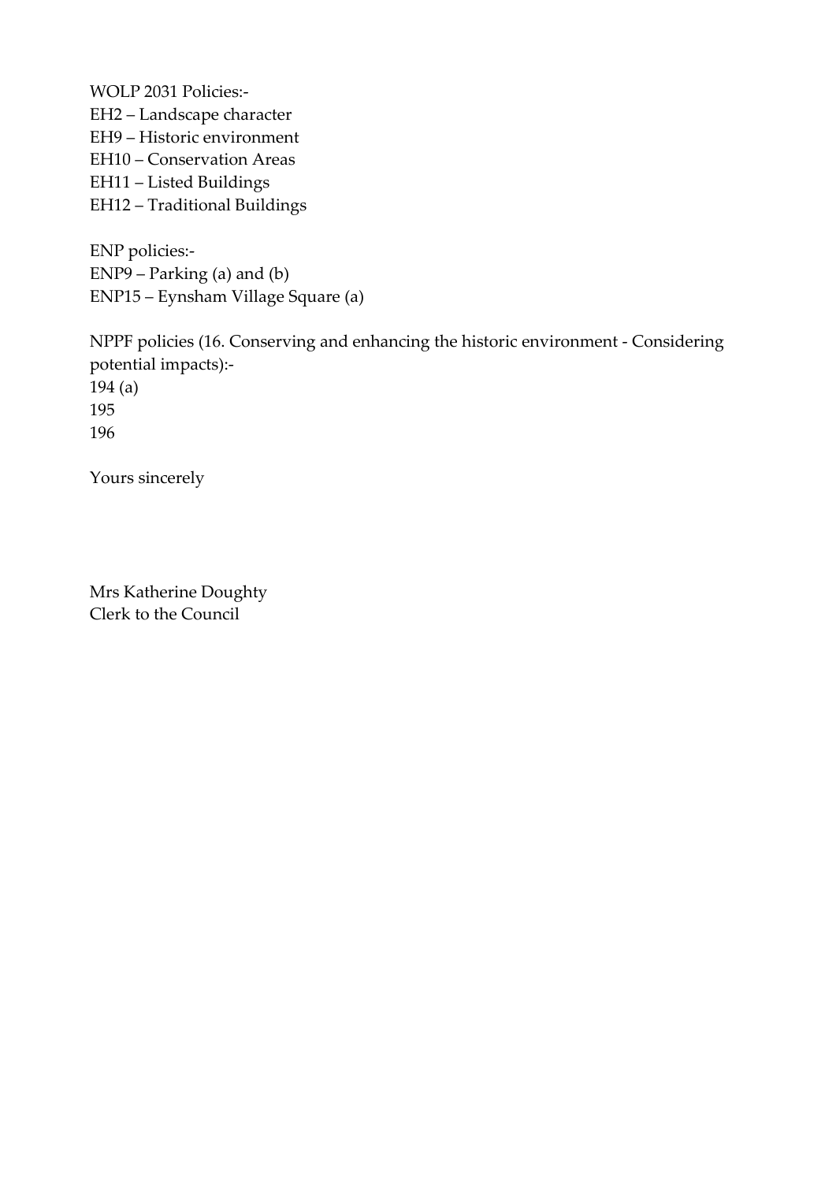WOLP 2031 Policies:-
EH2 – Landscape character
EH9 – Historic environment
EH10 – Conservation Areas
EH11 – Listed Buildings
EH12 – Traditional Buildings

ENP policies:-
ENP9 – Parking (a) and (b)
ENP15 – Eynsham Village Square (a)

NPPF policies (16. Conserving and enhancing the historic environment - Considering potential impacts):-
194 (a)
195
196

Yours sincerely

Mrs Katherine Doughty
Clerk to the Council